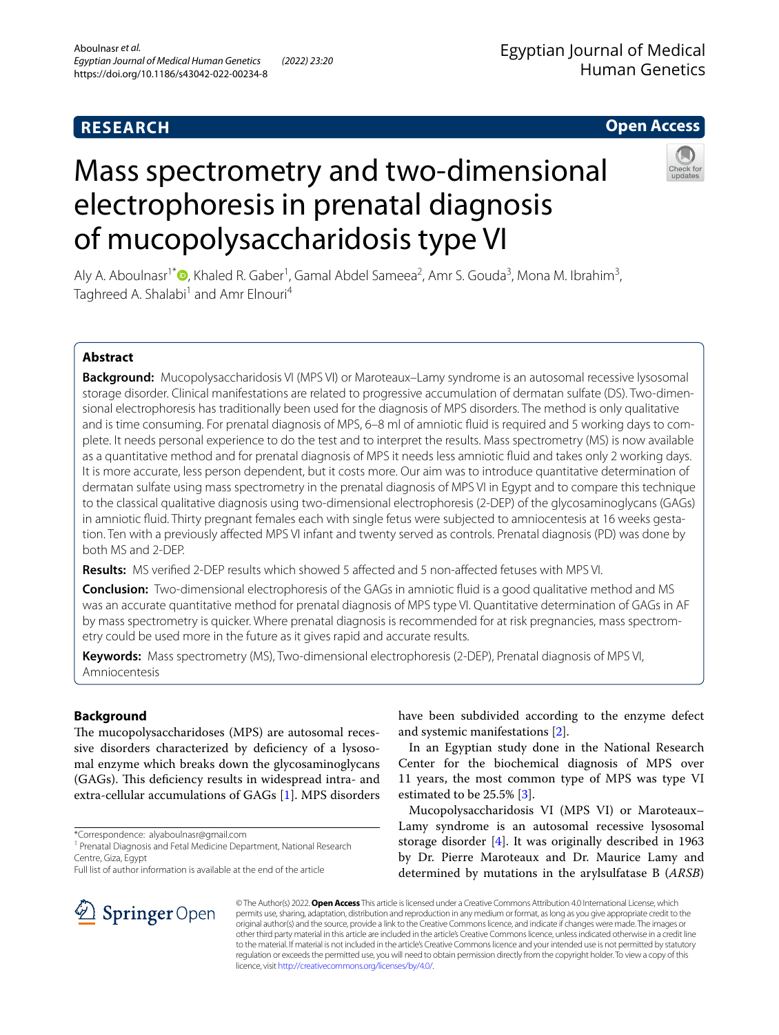RESEARCH

Open Access

# Mass spectrometry and two-dimensional electrophoresis in prenatal diagnosis of mucopolysaccharidosis type VI

Aly A. Aboulnasr[1*], Khaled R. Gaber[1], Gamal Abdel Sameea[2], Amr S. Gouda[3], Mona M. Ibrahim[3], Taghreed A. Shalabi[1] and Amr Elnouri[4]

## Abstract

**Background:** Mucopolysaccharidosis VI (MPS VI) or Maroteaux–Lamy syndrome is an autosomal recessive lysosomal storage disorder. Clinical manifestations are related to progressive accumulation of dermatan sulfate (DS). Two-dimensional electrophoresis has traditionally been used for the diagnosis of MPS disorders. The method is only qualitative and is time consuming. For prenatal diagnosis of MPS, 6–8 ml of amniotic fluid is required and 5 working days to complete. It needs personal experience to do the test and to interpret the results. Mass spectrometry (MS) is now available as a quantitative method and for prenatal diagnosis of MPS it needs less amniotic fluid and takes only 2 working days. It is more accurate, less person dependent, but it costs more. Our aim was to introduce quantitative determination of dermatan sulfate using mass spectrometry in the prenatal diagnosis of MPS VI in Egypt and to compare this technique to the classical qualitative diagnosis using two-dimensional electrophoresis (2-DEP) of the glycosaminoglycans (GAGs) in amniotic fluid. Thirty pregnant females each with single fetus were subjected to amniocentesis at 16 weeks gestation. Ten with a previously affected MPS VI infant and twenty served as controls. Prenatal diagnosis (PD) was done by both MS and 2-DEP.

**Results:** MS verified 2-DEP results which showed 5 affected and 5 non-affected fetuses with MPS VI.

**Conclusion:** Two-dimensional electrophoresis of the GAGs in amniotic fluid is a good qualitative method and MS was an accurate quantitative method for prenatal diagnosis of MPS type VI. Quantitative determination of GAGs in AF by mass spectrometry is quicker. Where prenatal diagnosis is recommended for at risk pregnancies, mass spectrometry could be used more in the future as it gives rapid and accurate results.

**Keywords:** Mass spectrometry (MS), Two-dimensional electrophoresis (2-DEP), Prenatal diagnosis of MPS VI, Amniocentesis

## Background

The mucopolysaccharidoses (MPS) are autosomal recessive disorders characterized by deficiency of a lysosomal enzyme which breaks down the glycosaminoglycans (GAGs). This deficiency results in widespread intra- and extra-cellular accumulations of GAGs [1]. MPS disorders have been subdivided according to the enzyme defect and systemic manifestations [2].

In an Egyptian study done in the National Research Center for the biochemical diagnosis of MPS over 11 years, the most common type of MPS was type VI estimated to be 25.5% [3].

Mucopolysaccharidosis VI (MPS VI) or Maroteaux–Lamy syndrome is an autosomal recessive lysosomal storage disorder [4]. It was originally described in 1963 by Dr. Pierre Maroteaux and Dr. Maurice Lamy and determined by mutations in the arylsulfatase B (*ARSB*)

*Correspondence: alyaboulnasr@gmail.com

[1] Prenatal Diagnosis and Fetal Medicine Department, National Research Centre, Giza, Egypt

Full list of author information is available at the end of the article

© The Author(s) 2022. **Open Access** This article is licensed under a Creative Commons Attribution 4.0 International License, which permits use, sharing, adaptation, distribution and reproduction in any medium or format, as long as you give appropriate credit to the original author(s) and the source, provide a link to the Creative Commons licence, and indicate if changes were made. The images or other third party material in this article are included in the article's Creative Commons licence, unless indicated otherwise in a credit line to the material. If material is not included in the article's Creative Commons licence and your intended use is not permitted by statutory regulation or exceeds the permitted use, you will need to obtain permission directly from the copyright holder. To view a copy of this licence, visit http://creativecommons.org/licenses/by/4.0/.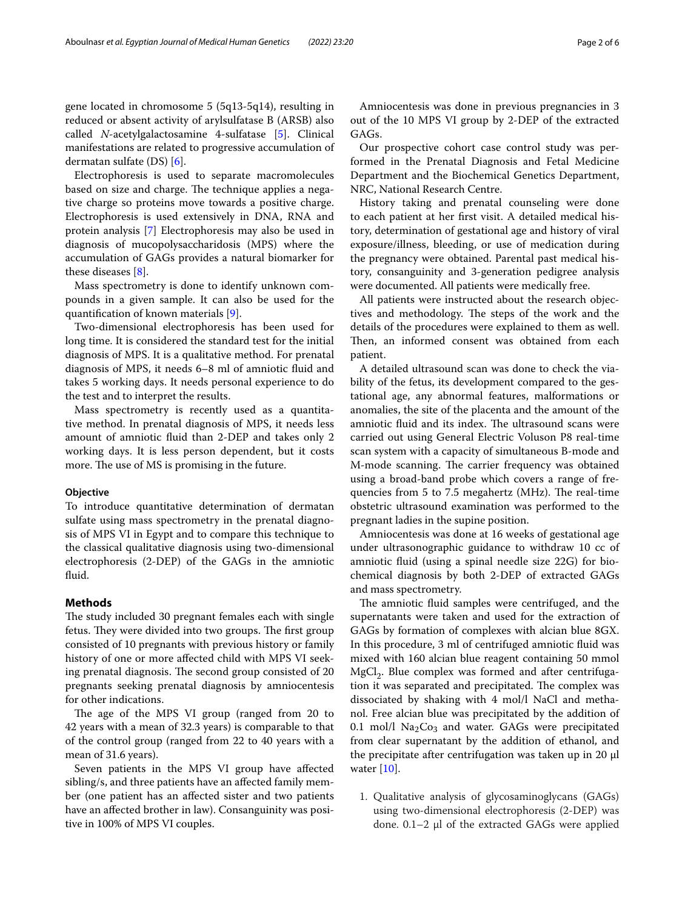gene located in chromosome 5 (5q13-5q14), resulting in reduced or absent activity of arylsulfatase B (ARSB) also called *N*-acetylgalactosamine 4-sulfatase [5]. Clinical manifestations are related to progressive accumulation of dermatan sulfate (DS) [6].

Electrophoresis is used to separate macromolecules based on size and charge. The technique applies a negative charge so proteins move towards a positive charge. Electrophoresis is used extensively in DNA, RNA and protein analysis [7] Electrophoresis may also be used in diagnosis of mucopolysaccharidosis (MPS) where the accumulation of GAGs provides a natural biomarker for these diseases [8].

Mass spectrometry is done to identify unknown compounds in a given sample. It can also be used for the quantification of known materials [9].

Two-dimensional electrophoresis has been used for long time. It is considered the standard test for the initial diagnosis of MPS. It is a qualitative method. For prenatal diagnosis of MPS, it needs 6–8 ml of amniotic fluid and takes 5 working days. It needs personal experience to do the test and to interpret the results.

Mass spectrometry is recently used as a quantitative method. In prenatal diagnosis of MPS, it needs less amount of amniotic fluid than 2-DEP and takes only 2 working days. It is less person dependent, but it costs more. The use of MS is promising in the future.

#### Objective

To introduce quantitative determination of dermatan sulfate using mass spectrometry in the prenatal diagnosis of MPS VI in Egypt and to compare this technique to the classical qualitative diagnosis using two-dimensional electrophoresis (2-DEP) of the GAGs in the amniotic fluid.

## Methods

The study included 30 pregnant females each with single fetus. They were divided into two groups. The first group consisted of 10 pregnants with previous history or family history of one or more affected child with MPS VI seeking prenatal diagnosis. The second group consisted of 20 pregnants seeking prenatal diagnosis by amniocentesis for other indications.

The age of the MPS VI group (ranged from 20 to 42 years with a mean of 32.3 years) is comparable to that of the control group (ranged from 22 to 40 years with a mean of 31.6 years).

Seven patients in the MPS VI group have affected sibling/s, and three patients have an affected family member (one patient has an affected sister and two patients have an affected brother in law). Consanguinity was positive in 100% of MPS VI couples.

Amniocentesis was done in previous pregnancies in 3 out of the 10 MPS VI group by 2-DEP of the extracted GAGs.

Our prospective cohort case control study was performed in the Prenatal Diagnosis and Fetal Medicine Department and the Biochemical Genetics Department, NRC, National Research Centre.

History taking and prenatal counseling were done to each patient at her first visit. A detailed medical history, determination of gestational age and history of viral exposure/illness, bleeding, or use of medication during the pregnancy were obtained. Parental past medical history, consanguinity and 3-generation pedigree analysis were documented. All patients were medically free.

All patients were instructed about the research objectives and methodology. The steps of the work and the details of the procedures were explained to them as well. Then, an informed consent was obtained from each patient.

A detailed ultrasound scan was done to check the viability of the fetus, its development compared to the gestational age, any abnormal features, malformations or anomalies, the site of the placenta and the amount of the amniotic fluid and its index. The ultrasound scans were carried out using General Electric Voluson P8 real-time scan system with a capacity of simultaneous B-mode and M-mode scanning. The carrier frequency was obtained using a broad-band probe which covers a range of frequencies from 5 to 7.5 megahertz (MHz). The real-time obstetric ultrasound examination was performed to the pregnant ladies in the supine position.

Amniocentesis was done at 16 weeks of gestational age under ultrasonographic guidance to withdraw 10 cc of amniotic fluid (using a spinal needle size 22G) for biochemical diagnosis by both 2-DEP of extracted GAGs and mass spectrometry.

The amniotic fluid samples were centrifuged, and the supernatants were taken and used for the extraction of GAGs by formation of complexes with alcian blue 8GX. In this procedure, 3 ml of centrifuged amniotic fluid was mixed with 160 alcian blue reagent containing 50 mmol $MgCl_2$. Blue complex was formed and after centrifugation it was separated and precipitated. The complex was dissociated by shaking with 4 mol/l NaCl and methanol. Free alcian blue was precipitated by the addition of 0.1 mol/l $Na_2Co_3$ and water. GAGs were precipitated from clear supernatant by the addition of ethanol, and the precipitate after centrifugation was taken up in 20 µl water [10].

1. Qualitative analysis of glycosaminoglycans (GAGs) using two-dimensional electrophoresis (2-DEP) was done. 0.1–2 µl of the extracted GAGs were applied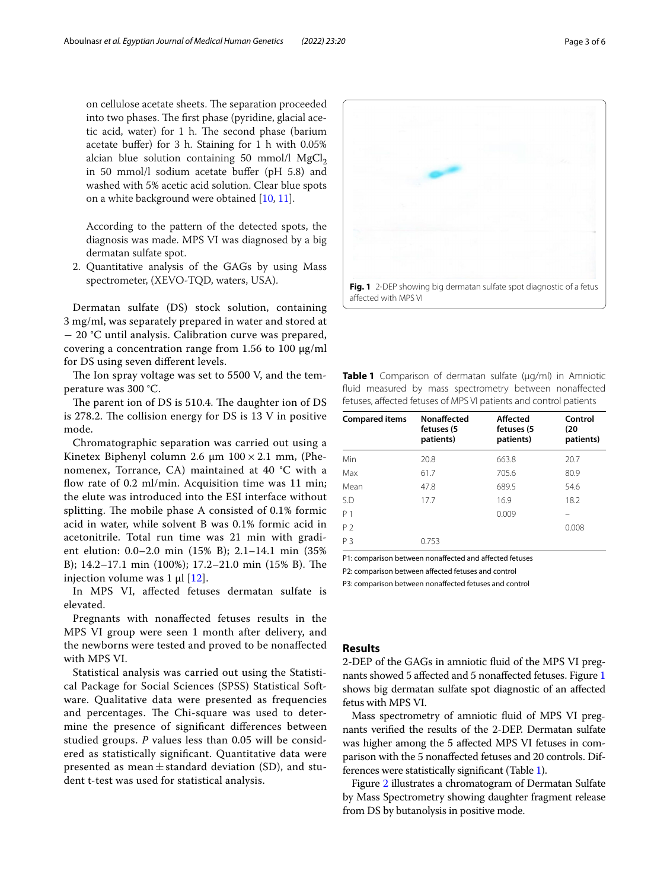on cellulose acetate sheets. The separation proceeded into two phases. The first phase (pyridine, glacial acetic acid, water) for 1 h. The second phase (barium acetate buffer) for 3 h. Staining for 1 h with 0.05% alcian blue solution containing 50 mmol/l $MgCl_2$ in 50 mmol/l sodium acetate buffer (pH 5.8) and washed with 5% acetic acid solution. Clear blue spots on a white background were obtained [10, 11].

According to the pattern of the detected spots, the diagnosis was made. MPS VI was diagnosed by a big dermatan sulfate spot.

2. Quantitative analysis of the GAGs by using Mass spectrometer, (XEVO-TQD, waters, USA).

Dermatan sulfate (DS) stock solution, containing 3 mg/ml, was separately prepared in water and stored at − 20 °C until analysis. Calibration curve was prepared, covering a concentration range from 1.56 to 100 µg/ml for DS using seven different levels.

The Ion spray voltage was set to 5500 V, and the temperature was 300 °C.

The parent ion of DS is 510.4. The daughter ion of DS is 278.2. The collision energy for DS is 13 V in positive mode.

Chromatographic separation was carried out using a Kinetex Biphenyl column 2.6 µm 100 × 2.1 mm, (Phenomenex, Torrance, CA) maintained at 40 °C with a flow rate of 0.2 ml/min. Acquisition time was 11 min; the elute was introduced into the ESI interface without splitting. The mobile phase A consisted of 0.1% formic acid in water, while solvent B was 0.1% formic acid in acetonitrile. Total run time was 21 min with gradient elution: 0.0–2.0 min (15% B); 2.1–14.1 min (35% B); 14.2–17.1 min (100%); 17.2–21.0 min (15% B). The injection volume was 1 µl [12].

In MPS VI, affected fetuses dermatan sulfate is elevated.

Pregnants with nonaffected fetuses results in the MPS VI group were seen 1 month after delivery, and the newborns were tested and proved to be nonaffected with MPS VI.

Statistical analysis was carried out using the Statistical Package for Social Sciences (SPSS) Statistical Software. Qualitative data were presented as frequencies and percentages. The Chi-square was used to determine the presence of significant differences between studied groups. *P* values less than 0.05 will be considered as statistically significant. Quantitative data were presented as mean ± standard deviation (SD), and student t-test was used for statistical analysis.

**Fig. 1** 2-DEP showing big dermatan sulfate spot diagnostic of a fetus affected with MPS VI

**Table 1** Comparison of dermatan sulfate (µg/ml) in Amniotic fluid measured by mass spectrometry between nonaffected fetuses, affected fetuses of MPS VI patients and control patients

| Compared items | Nonaffected fetuses (5 patients) | Affected fetuses (5 patients) | Control (20 patients) |
|---|---|---|---|
| Min | 20.8 | 663.8 | 20.7 |
| Max | 61.7 | 705.6 | 80.9 |
| Mean | 47.8 | 689.5 | 54.6 |
| S.D | 17.7 | 16.9 | 18.2 |
| P 1 | | 0.009 | – |
| P 2 | | | 0.008 |
| P 3 | 0.753 | | |

P1: comparison between nonaffected and affected fetuses

P2: comparison between affected fetuses and control

P3: comparison between nonaffected fetuses and control

## Results

2-DEP of the GAGs in amniotic fluid of the MPS VI pregnants showed 5 affected and 5 nonaffected fetuses. Figure 1 shows big dermatan sulfate spot diagnostic of an affected fetus with MPS VI.

Mass spectrometry of amniotic fluid of MPS VI pregnants verified the results of the 2-DEP. Dermatan sulfate was higher among the 5 affected MPS VI fetuses in comparison with the 5 nonaffected fetuses and 20 controls. Differences were statistically significant (Table 1).

Figure 2 illustrates a chromatogram of Dermatan Sulfate by Mass Spectrometry showing daughter fragment release from DS by butanolysis in positive mode.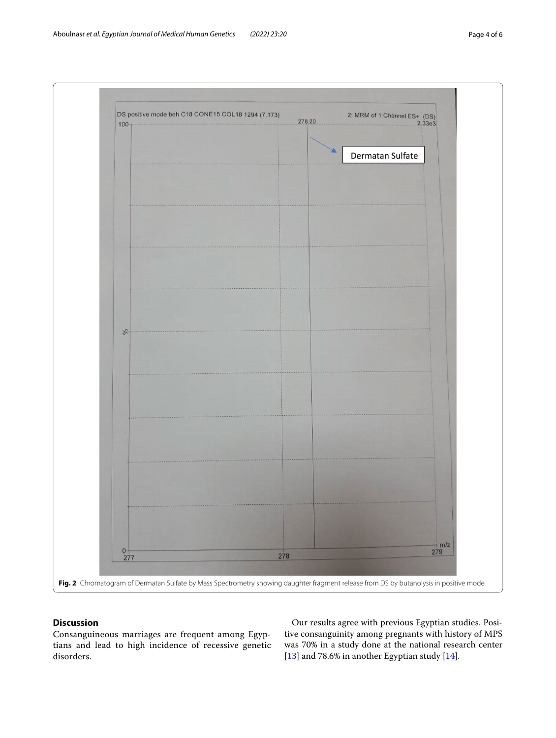Fig. 2 Chromatogram of Dermatan Sulfate by Mass Spectrometry showing daughter fragment release from DS by butanolysis in positive mode

## Discussion

Consanguineous marriages are frequent among Egyptians and lead to high incidence of recessive genetic disorders.

Our results agree with previous Egyptian studies. Positive consanguinity among pregnants with history of MPS was 70% in a study done at the national research center [13] and 78.6% in another Egyptian study [14].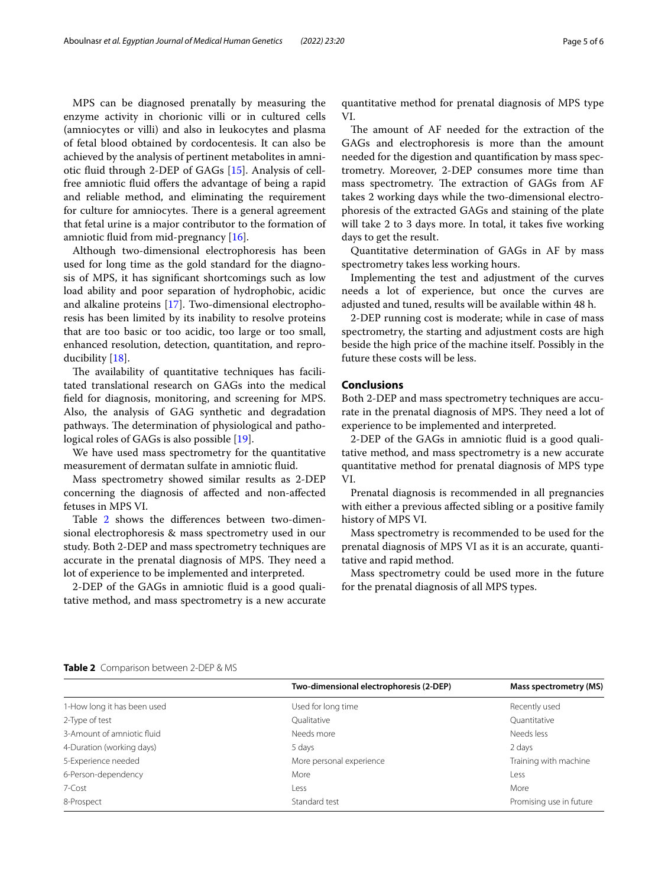MPS can be diagnosed prenatally by measuring the enzyme activity in chorionic villi or in cultured cells (amniocytes or villi) and also in leukocytes and plasma of fetal blood obtained by cordocentesis. It can also be achieved by the analysis of pertinent metabolites in amniotic fluid through 2-DEP of GAGs [15]. Analysis of cell-free amniotic fluid offers the advantage of being a rapid and reliable method, and eliminating the requirement for culture for amniocytes. There is a general agreement that fetal urine is a major contributor to the formation of amniotic fluid from mid-pregnancy [16].

Although two-dimensional electrophoresis has been used for long time as the gold standard for the diagnosis of MPS, it has significant shortcomings such as low load ability and poor separation of hydrophobic, acidic and alkaline proteins [17]. Two-dimensional electrophoresis has been limited by its inability to resolve proteins that are too basic or too acidic, too large or too small, enhanced resolution, detection, quantitation, and reproducibility [18].

The availability of quantitative techniques has facilitated translational research on GAGs into the medical field for diagnosis, monitoring, and screening for MPS. Also, the analysis of GAG synthetic and degradation pathways. The determination of physiological and pathological roles of GAGs is also possible [19].

We have used mass spectrometry for the quantitative measurement of dermatan sulfate in amniotic fluid.

Mass spectrometry showed similar results as 2-DEP concerning the diagnosis of affected and non-affected fetuses in MPS VI.

Table 2 shows the differences between two-dimensional electrophoresis & mass spectrometry used in our study. Both 2-DEP and mass spectrometry techniques are accurate in the prenatal diagnosis of MPS. They need a lot of experience to be implemented and interpreted.

2-DEP of the GAGs in amniotic fluid is a good qualitative method, and mass spectrometry is a new accurate quantitative method for prenatal diagnosis of MPS type VI.

The amount of AF needed for the extraction of the GAGs and electrophoresis is more than the amount needed for the digestion and quantification by mass spectrometry. Moreover, 2-DEP consumes more time than mass spectrometry. The extraction of GAGs from AF takes 2 working days while the two-dimensional electrophoresis of the extracted GAGs and staining of the plate will take 2 to 3 days more. In total, it takes five working days to get the result.

Quantitative determination of GAGs in AF by mass spectrometry takes less working hours.

Implementing the test and adjustment of the curves needs a lot of experience, but once the curves are adjusted and tuned, results will be available within 48 h.

2-DEP running cost is moderate; while in case of mass spectrometry, the starting and adjustment costs are high beside the high price of the machine itself. Possibly in the future these costs will be less.

## Conclusions

Both 2-DEP and mass spectrometry techniques are accurate in the prenatal diagnosis of MPS. They need a lot of experience to be implemented and interpreted.

2-DEP of the GAGs in amniotic fluid is a good qualitative method, and mass spectrometry is a new accurate quantitative method for prenatal diagnosis of MPS type VI.

Prenatal diagnosis is recommended in all pregnancies with either a previous affected sibling or a positive family history of MPS VI.

Mass spectrometry is recommended to be used for the prenatal diagnosis of MPS VI as it is an accurate, quantitative and rapid method.

Mass spectrometry could be used more in the future for the prenatal diagnosis of all MPS types.

**Table 2** Comparison between 2-DEP & MS

| | Two-dimensional electrophoresis (2-DEP) | Mass spectrometry (MS) |
|---|---|---|
| 1-How long it has been used | Used for long time | Recently used |
| 2-Type of test | Qualitative | Quantitative |
| 3-Amount of amniotic fluid | Needs more | Needs less |
| 4-Duration (working days) | 5 days | 2 days |
| 5-Experience needed | More personal experience | Training with machine |
| 6-Person-dependency | More | Less |
| 7-Cost | Less | More |
| 8-Prospect | Standard test | Promising use in future |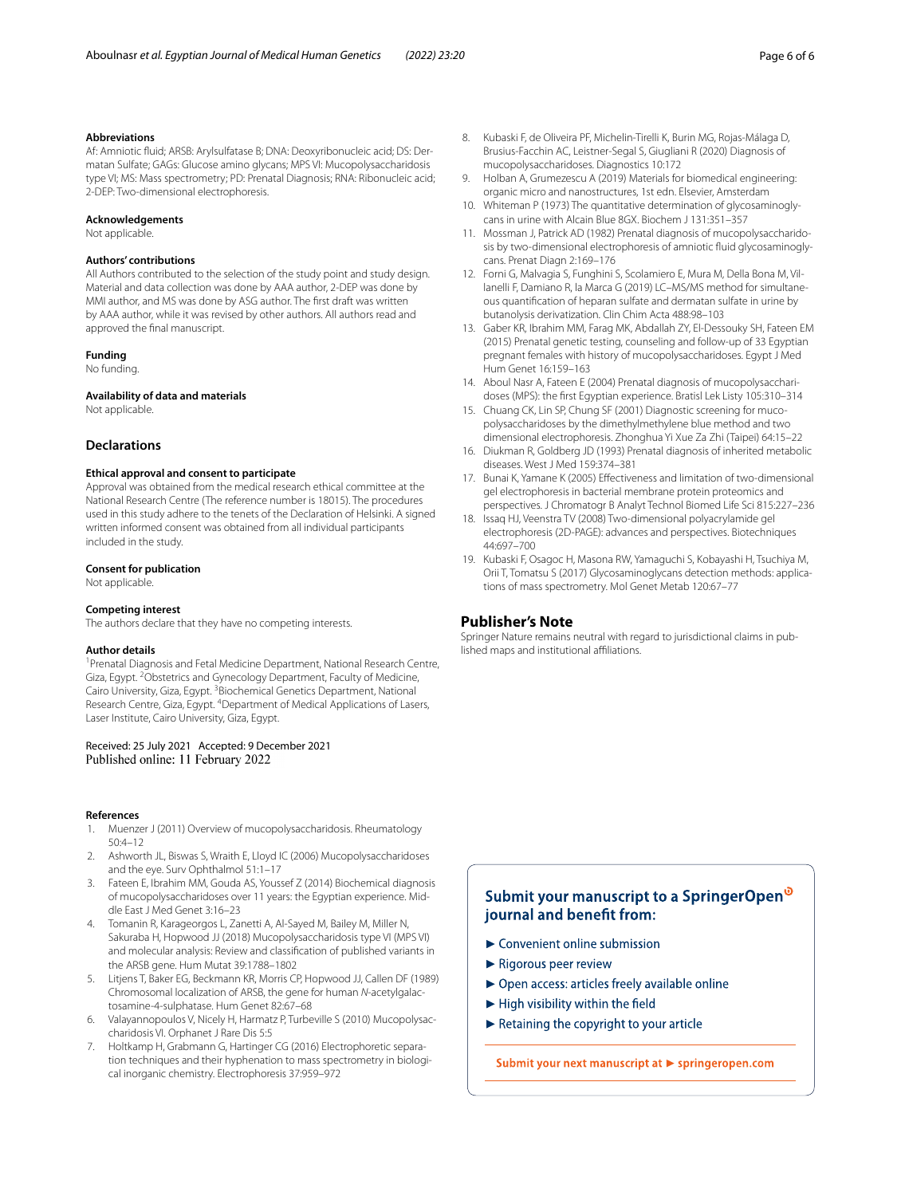### Abbreviations

Af: Amniotic fluid; ARSB: Arylsulfatase B; DNA: Deoxyribonucleic acid; DS: Dermatan Sulfate; GAGs: Glucose amino glycans; MPS VI: Mucopolysaccharidosis type VI; MS: Mass spectrometry; PD: Prenatal Diagnosis; RNA: Ribonucleic acid; 2-DEP: Two-dimensional electrophoresis.

### Acknowledgements

Not applicable.

### Authors' contributions

All Authors contributed to the selection of the study point and study design. Material and data collection was done by AAA author, 2-DEP was done by MMI author, and MS was done by ASG author. The first draft was written by AAA author, while it was revised by other authors. All authors read and approved the final manuscript.

### Funding

No funding.

### Availability of data and materials

Not applicable.

## Declarations

### Ethical approval and consent to participate

Approval was obtained from the medical research ethical committee at the National Research Centre (The reference number is 18015). The procedures used in this study adhere to the tenets of the Declaration of Helsinki. A signed written informed consent was obtained from all individual participants included in the study.

### Consent for publication

Not applicable.

### Competing interest

The authors declare that they have no competing interests.

### Author details

[1]Prenatal Diagnosis and Fetal Medicine Department, National Research Centre, Giza, Egypt. [2]Obstetrics and Gynecology Department, Faculty of Medicine, Cairo University, Giza, Egypt. [3]Biochemical Genetics Department, National Research Centre, Giza, Egypt. [4]Department of Medical Applications of Lasers, Laser Institute, Cairo University, Giza, Egypt.

Received: 25 July 2021 Accepted: 9 December 2021
Published online: 11 February 2022

### References

1. Muenzer J (2011) Overview of mucopolysaccharidosis. Rheumatology 50:4–12
2. Ashworth JL, Biswas S, Wraith E, Lloyd IC (2006) Mucopolysaccharidoses and the eye. Surv Ophthalmol 51:1–17
3. Fateen E, Ibrahim MM, Gouda AS, Youssef Z (2014) Biochemical diagnosis of mucopolysaccharidoses over 11 years: the Egyptian experience. Middle East J Med Genet 3:16–23
4. Tomanin R, Karageorgos L, Zanetti A, Al-Sayed M, Bailey M, Miller N, Sakuraba H, Hopwood JJ (2018) Mucopolysaccharidosis type VI (MPS VI) and molecular analysis: Review and classification of published variants in the ARSB gene. Hum Mutat 39:1788–1802
5. Litjens T, Baker EG, Beckmann KR, Morris CP, Hopwood JJ, Callen DF (1989) Chromosomal localization of ARSB, the gene for human *N*-acetylgalactosamine-4-sulphatase. Hum Genet 82:67–68
6. Valayannopoulos V, Nicely H, Harmatz P, Turbeville S (2010) Mucopolysaccharidosis VI. Orphanet J Rare Dis 5:5
7. Holtkamp H, Grabmann G, Hartinger CG (2016) Electrophoretic separation techniques and their hyphenation to mass spectrometry in biological inorganic chemistry. Electrophoresis 37:959–972
8. Kubaski F, de Oliveira PF, Michelin-Tirelli K, Burin MG, Rojas-Málaga D, Brusius-Facchin AC, Leistner-Segal S, Giugliani R (2020) Diagnosis of mucopolysaccharidoses. Diagnostics 10:172
9. Holban A, Grumezescu A (2019) Materials for biomedical engineering: organic micro and nanostructures, 1st edn. Elsevier, Amsterdam
10. Whiteman P (1973) The quantitative determination of glycosaminoglycans in urine with Alcain Blue 8GX. Biochem J 131:351–357
11. Mossman J, Patrick AD (1982) Prenatal diagnosis of mucopolysaccharidosis by two-dimensional electrophoresis of amniotic fluid glycosaminoglycans. Prenat Diagn 2:169–176
12. Forni G, Malvagia S, Funghini S, Scolamiero E, Mura M, Della Bona M, Villanelli F, Damiano R, la Marca G (2019) LC–MS/MS method for simultaneous quantification of heparan sulfate and dermatan sulfate in urine by butanolysis derivatization. Clin Chim Acta 488:98–103
13. Gaber KR, Ibrahim MM, Farag MK, Abdallah ZY, El-Dessouky SH, Fateen EM (2015) Prenatal genetic testing, counseling and follow-up of 33 Egyptian pregnant females with history of mucopolysaccharidoses. Egypt J Med Hum Genet 16:159–163
14. Aboul Nasr A, Fateen E (2004) Prenatal diagnosis of mucopolysaccharidoses (MPS): the first Egyptian experience. Bratisl Lek Listy 105:310–314
15. Chuang CK, Lin SP, Chung SF (2001) Diagnostic screening for mucopolysaccharidoses by the dimethylmethylene blue method and two dimensional electrophoresis. Zhonghua Yi Xue Za Zhi (Taipei) 64:15–22
16. Diukman R, Goldberg JD (1993) Prenatal diagnosis of inherited metabolic diseases. West J Med 159:374–381
17. Bunai K, Yamane K (2005) Effectiveness and limitation of two-dimensional gel electrophoresis in bacterial membrane protein proteomics and perspectives. J Chromatogr B Analyt Technol Biomed Life Sci 815:227–236
18. Issaq HJ, Veenstra TV (2008) Two-dimensional polyacrylamide gel electrophoresis (2D-PAGE): advances and perspectives. Biotechniques 44:697–700
19. Kubaski F, Osagoc H, Masona RW, Yamaguchi S, Kobayashi H, Tsuchiya M, Orii T, Tomatsu S (2017) Glycosaminoglycans detection methods: applications of mass spectrometry. Mol Genet Metab 120:67–77

## Publisher's Note

Springer Nature remains neutral with regard to jurisdictional claims in published maps and institutional affiliations.

**Submit your manuscript to a SpringerOpen journal and benefit from:**

- ► Convenient online submission
- ► Rigorous peer review
- ► Open access: articles freely available online
- ► High visibility within the field
- ► Retaining the copyright to your article

**Submit your next manuscript at ► springeropen.com**